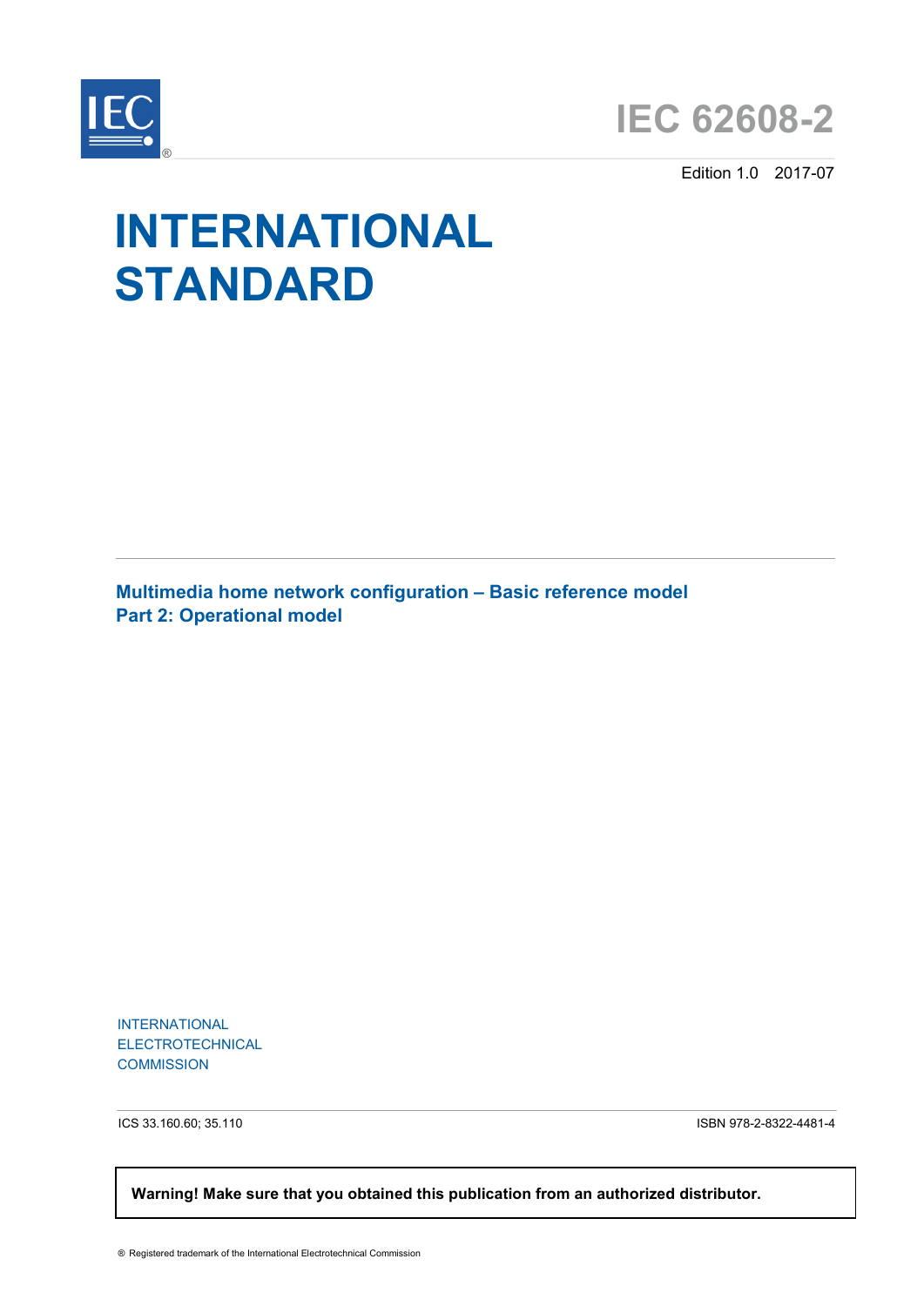# IEC 62608-2

Edition 1.0 2017-07

# INTERNATIONAL STANDARD

**Multimedia home network configuration – Basic reference model**
**Part 2: Operational model**

INTERNATIONAL
ELECTROTECHNICAL
COMMISSION

ICS 33.160.60; 35.110

ISBN 978-2-8322-4481-4

**Warning! Make sure that you obtained this publication from an authorized distributor.**

® Registered trademark of the International Electrotechnical Commission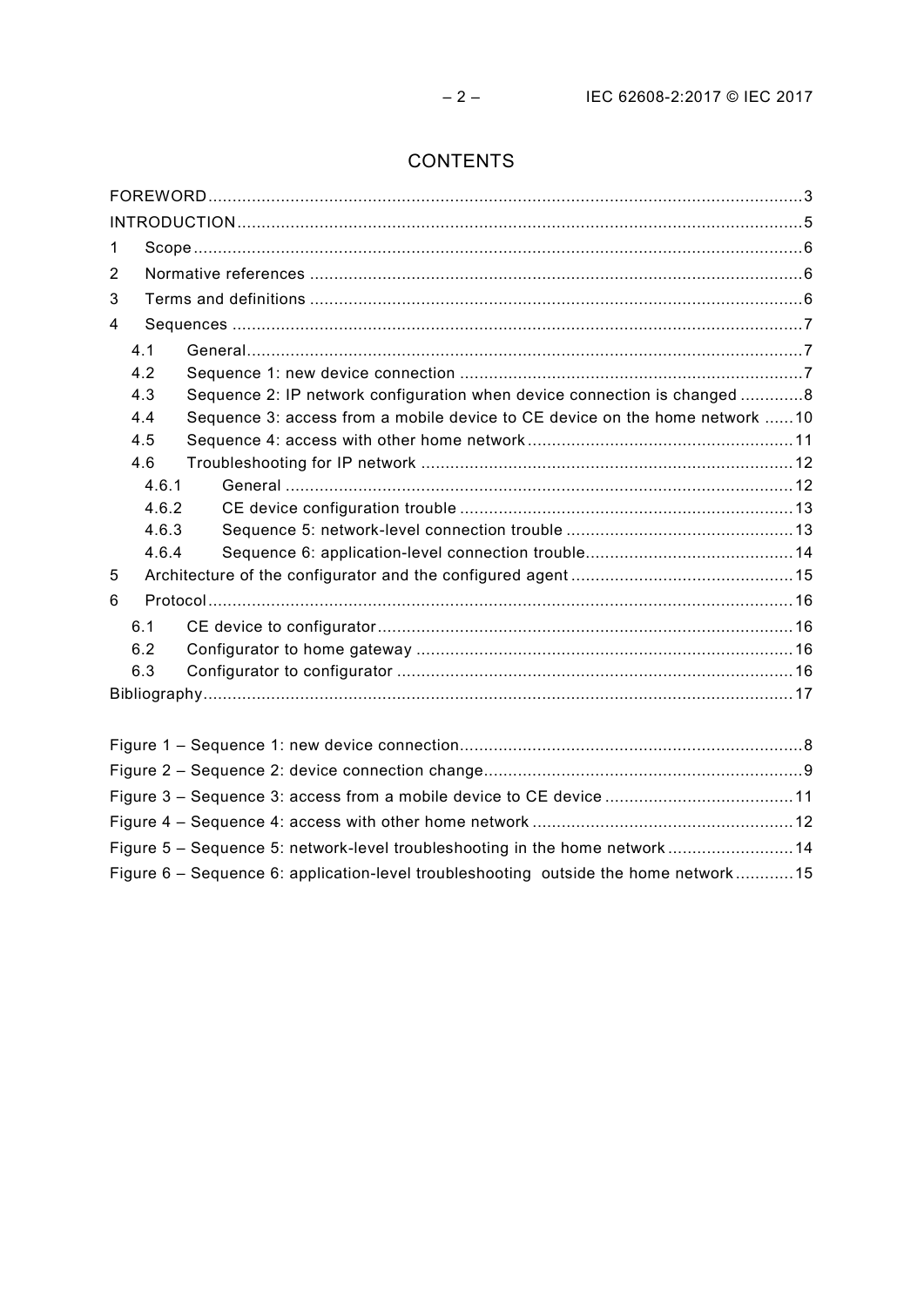# CONTENTS

FOREWORD ... 3
INTRODUCTION ... 5
1 Scope ... 6
2 Normative references ... 6
3 Terms and definitions ... 6
4 Sequences ... 7
  4.1 General ... 7
  4.2 Sequence 1: new device connection ... 7
  4.3 Sequence 2: IP network configuration when device connection is changed ... 8
  4.4 Sequence 3: access from a mobile device to CE device on the home network ... 10
  4.5 Sequence 4: access with other home network ... 11
  4.6 Troubleshooting for IP network ... 12
    4.6.1 General ... 12
    4.6.2 CE device configuration trouble ... 13
    4.6.3 Sequence 5: network-level connection trouble ... 13
    4.6.4 Sequence 6: application-level connection trouble ... 14
5 Architecture of the configurator and the configured agent ... 15
6 Protocol ... 16
  6.1 CE device to configurator ... 16
  6.2 Configurator to home gateway ... 16
  6.3 Configurator to configurator ... 16
Bibliography ... 17

Figure 1 – Sequence 1: new device connection ... 8
Figure 2 – Sequence 2: device connection change ... 9
Figure 3 – Sequence 3: access from a mobile device to CE device ... 11
Figure 4 – Sequence 4: access with other home network ... 12
Figure 5 – Sequence 5: network-level troubleshooting in the home network ... 14
Figure 6 – Sequence 6: application-level troubleshooting outside the home network ... 15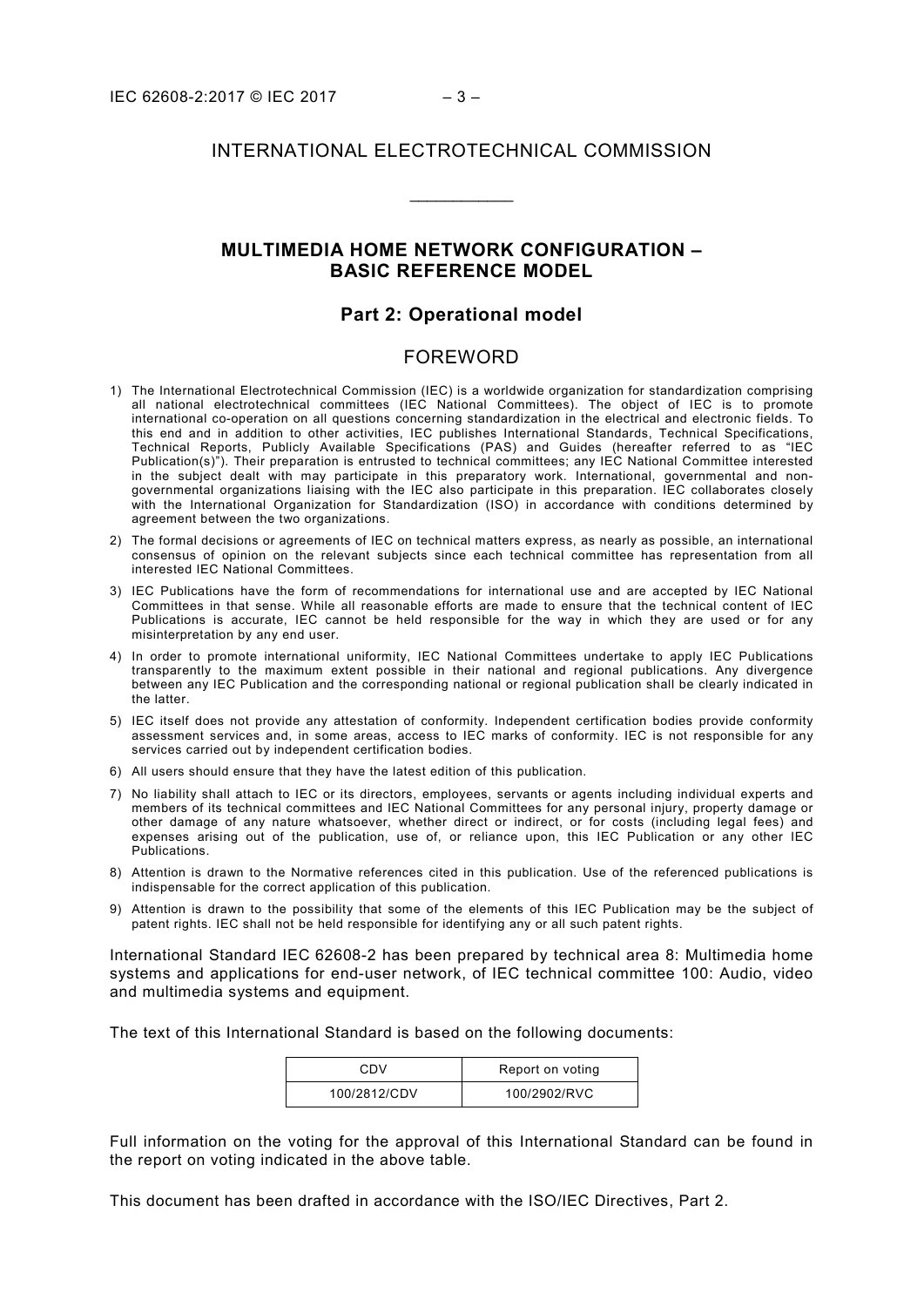# INTERNATIONAL ELECTROTECHNICAL COMMISSION

\_\_\_\_\_\_\_\_\_\_\_\_

## MULTIMEDIA HOME NETWORK CONFIGURATION – BASIC REFERENCE MODEL

### Part 2: Operational model

## FOREWORD

1) The International Electrotechnical Commission (IEC) is a worldwide organization for standardization comprising all national electrotechnical committees (IEC National Committees). The object of IEC is to promote international co-operation on all questions concerning standardization in the electrical and electronic fields. To this end and in addition to other activities, IEC publishes International Standards, Technical Specifications, Technical Reports, Publicly Available Specifications (PAS) and Guides (hereafter referred to as "IEC Publication(s)"). Their preparation is entrusted to technical committees; any IEC National Committee interested in the subject dealt with may participate in this preparatory work. International, governmental and non-governmental organizations liaising with the IEC also participate in this preparation. IEC collaborates closely with the International Organization for Standardization (ISO) in accordance with conditions determined by agreement between the two organizations.
2) The formal decisions or agreements of IEC on technical matters express, as nearly as possible, an international consensus of opinion on the relevant subjects since each technical committee has representation from all interested IEC National Committees.
3) IEC Publications have the form of recommendations for international use and are accepted by IEC National Committees in that sense. While all reasonable efforts are made to ensure that the technical content of IEC Publications is accurate, IEC cannot be held responsible for the way in which they are used or for any misinterpretation by any end user.
4) In order to promote international uniformity, IEC National Committees undertake to apply IEC Publications transparently to the maximum extent possible in their national and regional publications. Any divergence between any IEC Publication and the corresponding national or regional publication shall be clearly indicated in the latter.
5) IEC itself does not provide any attestation of conformity. Independent certification bodies provide conformity assessment services and, in some areas, access to IEC marks of conformity. IEC is not responsible for any services carried out by independent certification bodies.
6) All users should ensure that they have the latest edition of this publication.
7) No liability shall attach to IEC or its directors, employees, servants or agents including individual experts and members of its technical committees and IEC National Committees for any personal injury, property damage or other damage of any nature whatsoever, whether direct or indirect, or for costs (including legal fees) and expenses arising out of the publication, use of, or reliance upon, this IEC Publication or any other IEC Publications.
8) Attention is drawn to the Normative references cited in this publication. Use of the referenced publications is indispensable for the correct application of this publication.
9) Attention is drawn to the possibility that some of the elements of this IEC Publication may be the subject of patent rights. IEC shall not be held responsible for identifying any or all such patent rights.

International Standard IEC 62608-2 has been prepared by technical area 8: Multimedia home systems and applications for end-user network, of IEC technical committee 100: Audio, video and multimedia systems and equipment.

The text of this International Standard is based on the following documents:

| CDV | Report on voting |
|---|---|
| 100/2812/CDV | 100/2902/RVC |

Full information on the voting for the approval of this International Standard can be found in the report on voting indicated in the above table.

This document has been drafted in accordance with the ISO/IEC Directives, Part 2.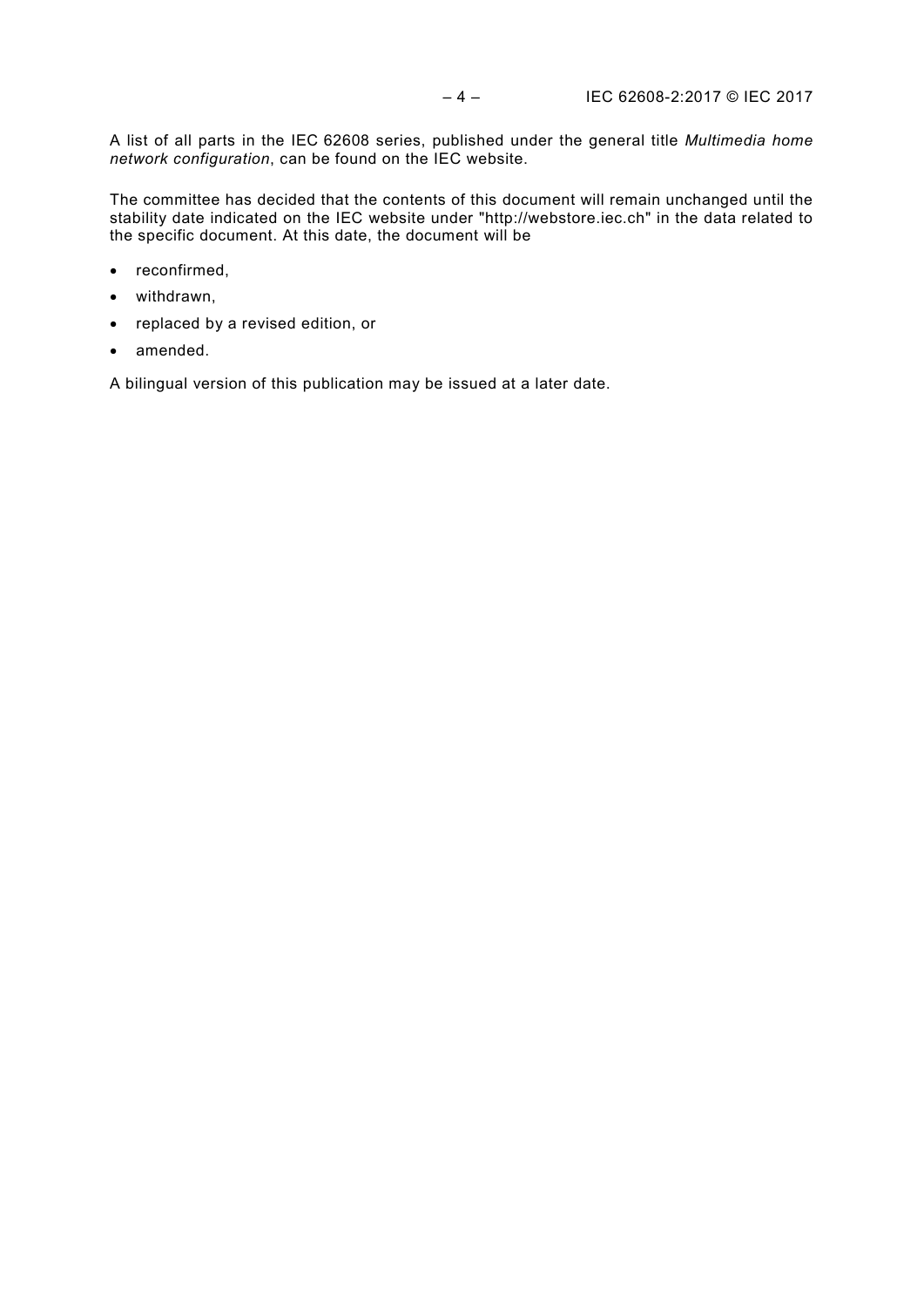A list of all parts in the IEC 62608 series, published under the general title *Multimedia home network configuration*, can be found on the IEC website.

The committee has decided that the contents of this document will remain unchanged until the stability date indicated on the IEC website under "http://webstore.iec.ch" in the data related to the specific document. At this date, the document will be

- reconfirmed,
- withdrawn,
- replaced by a revised edition, or
- amended.

A bilingual version of this publication may be issued at a later date.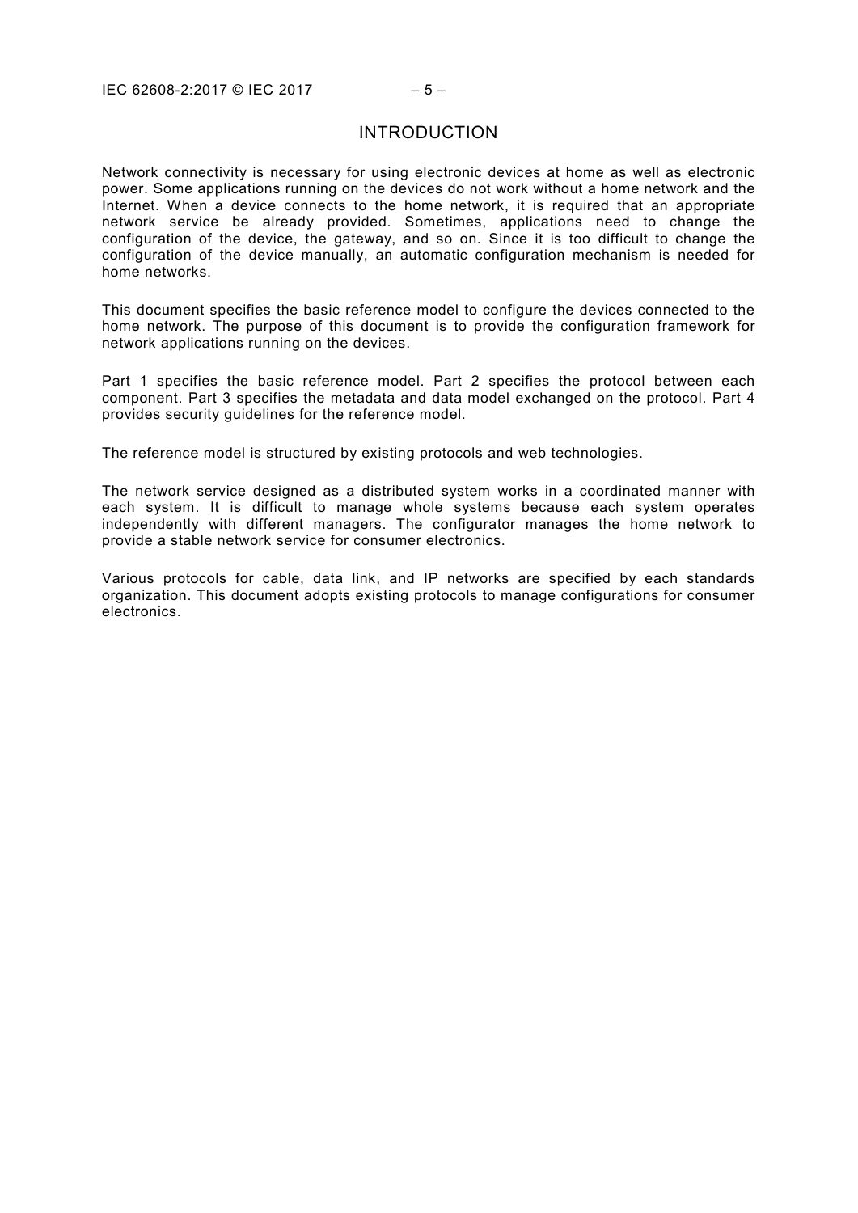# INTRODUCTION

Network connectivity is necessary for using electronic devices at home as well as electronic power. Some applications running on the devices do not work without a home network and the Internet. When a device connects to the home network, it is required that an appropriate network service be already provided. Sometimes, applications need to change the configuration of the device, the gateway, and so on. Since it is too difficult to change the configuration of the device manually, an automatic configuration mechanism is needed for home networks.

This document specifies the basic reference model to configure the devices connected to the home network. The purpose of this document is to provide the configuration framework for network applications running on the devices.

Part 1 specifies the basic reference model. Part 2 specifies the protocol between each component. Part 3 specifies the metadata and data model exchanged on the protocol. Part 4 provides security guidelines for the reference model.

The reference model is structured by existing protocols and web technologies.

The network service designed as a distributed system works in a coordinated manner with each system. It is difficult to manage whole systems because each system operates independently with different managers. The configurator manages the home network to provide a stable network service for consumer electronics.

Various protocols for cable, data link, and IP networks are specified by each standards organization. This document adopts existing protocols to manage configurations for consumer electronics.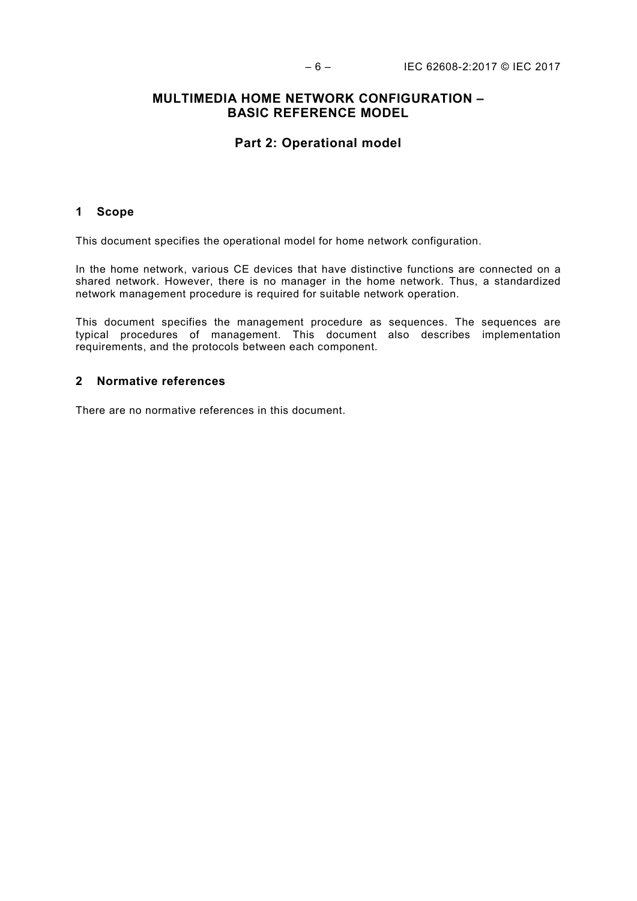# MULTIMEDIA HOME NETWORK CONFIGURATION – BASIC REFERENCE MODEL

## Part 2: Operational model

## 1 Scope

This document specifies the operational model for home network configuration.

In the home network, various CE devices that have distinctive functions are connected on a shared network. However, there is no manager in the home network. Thus, a standardized network management procedure is required for suitable network operation.

This document specifies the management procedure as sequences. The sequences are typical procedures of management. This document also describes implementation requirements, and the protocols between each component.

## 2 Normative references

There are no normative references in this document.